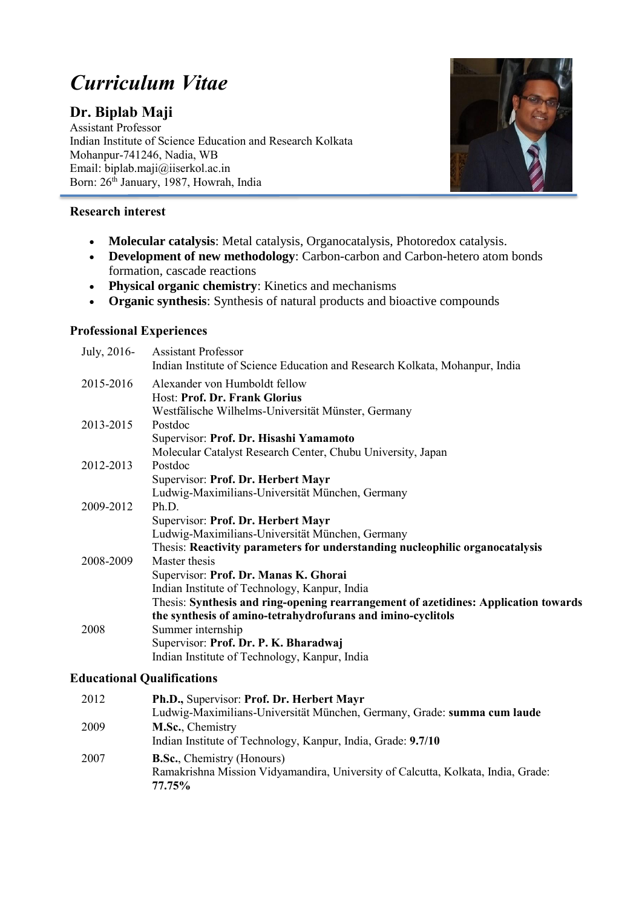# *Curriculum Vitae*

## Dr. Biplab Maji

Assistant Professor
Indian Institute of Science Education and Research Kolkata
Mohanpur-741246, Nadia, WB
Email: biplab.maji@iiserkol.ac.in
Born: 26th January, 1987, Howrah, India

### Research interest

- **Molecular catalysis**: Metal catalysis, Organocatalysis, Photoredox catalysis.
- **Development of new methodology**: Carbon-carbon and Carbon-hetero atom bonds formation, cascade reactions
- **Physical organic chemistry**: Kinetics and mechanisms
- **Organic synthesis**: Synthesis of natural products and bioactive compounds

### Professional Experiences

| | |
|---|---|
| July, 2016- | Assistant Professor<br>Indian Institute of Science Education and Research Kolkata, Mohanpur, India |
| 2015-2016 | Alexander von Humboldt fellow<br>Host: **Prof. Dr. Frank Glorius**<br>Westfälische Wilhelms-Universität Münster, Germany |
| 2013-2015 | Postdoc<br>Supervisor: **Prof. Dr. Hisashi Yamamoto**<br>Molecular Catalyst Research Center, Chubu University, Japan |
| 2012-2013 | Postdoc<br>Supervisor: **Prof. Dr. Herbert Mayr**<br>Ludwig-Maximilians-Universität München, Germany |
| 2009-2012 | Ph.D.<br>Supervisor: **Prof. Dr. Herbert Mayr**<br>Ludwig-Maximilians-Universität München, Germany<br>Thesis: **Reactivity parameters for understanding nucleophilic organocatalysis** |
| 2008-2009 | Master thesis<br>Supervisor: **Prof. Dr. Manas K. Ghorai**<br>Indian Institute of Technology, Kanpur, India<br>Thesis: **Synthesis and ring-opening rearrangement of azetidines: Application towards the synthesis of amino-tetrahydrofurans and imino-cyclitols** |
| 2008 | Summer internship<br>Supervisor: **Prof. Dr. P. K. Bharadwaj**<br>Indian Institute of Technology, Kanpur, India |

### Educational Qualifications

| | |
|---|---|
| 2012 | **Ph.D.,** Supervisor: **Prof. Dr. Herbert Mayr**<br>Ludwig-Maximilians-Universität München, Germany, Grade: **summa cum laude** |
| 2009 | **M.Sc.**, Chemistry<br>Indian Institute of Technology, Kanpur, India, Grade: **9.7/10** |
| 2007 | **B.Sc.**, Chemistry (Honours)<br>Ramakrishna Mission Vidyamandira, University of Calcutta, Kolkata, India, Grade: **77.75%** |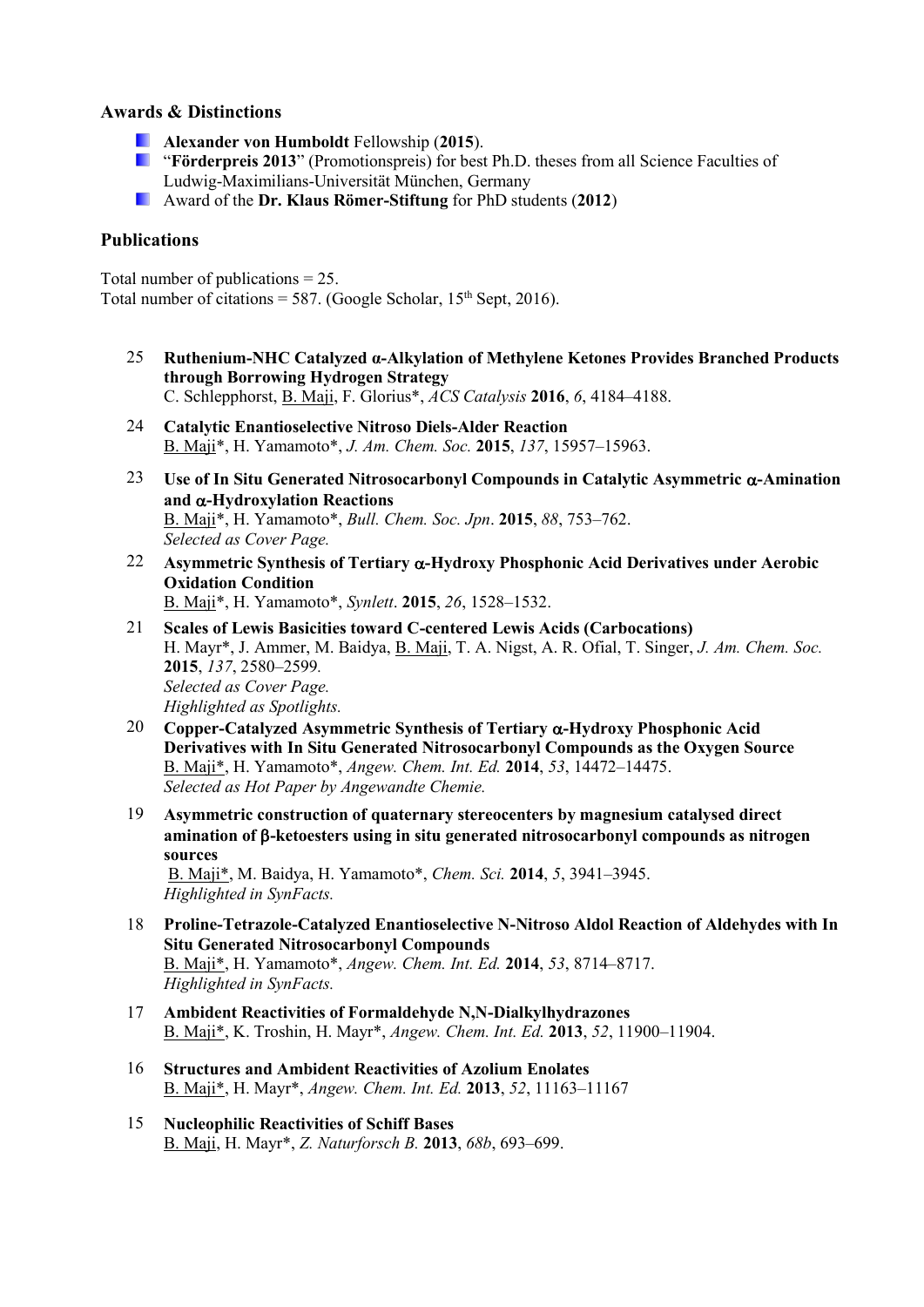## Awards & Distinctions

- **Alexander von Humboldt** Fellowship (**2015**).
- "**Förderpreis 2013**" (Promotionspreis) for best Ph.D. theses from all Science Faculties of Ludwig-Maximilians-Universität München, Germany
- Award of the **Dr. Klaus Römer-Stiftung** for PhD students (**2012**)

## Publications

Total number of publications = 25.
Total number of citations = 587. (Google Scholar, 15th Sept, 2016).

25. **Ruthenium-NHC Catalyzed α-Alkylation of Methylene Ketones Provides Branched Products through Borrowing Hydrogen Strategy**
C. Schlepphorst, B. Maji, F. Glorius*, *ACS Catalysis* **2016**, *6*, 4184–4188.

24. **Catalytic Enantioselective Nitroso Diels-Alder Reaction**
B. Maji*, H. Yamamoto*, *J. Am. Chem. Soc.* **2015**, *137*, 15957–15963.

23. **Use of In Situ Generated Nitrosocarbonyl Compounds in Catalytic Asymmetric α-Amination and α-Hydroxylation Reactions**
B. Maji*, H. Yamamoto*, *Bull. Chem. Soc. Jpn*. **2015**, *88*, 753–762.
*Selected as Cover Page.*

22. **Asymmetric Synthesis of Tertiary α-Hydroxy Phosphonic Acid Derivatives under Aerobic Oxidation Condition**
B. Maji*, H. Yamamoto*, *Synlett*. **2015**, *26*, 1528–1532.

21. **Scales of Lewis Basicities toward C-centered Lewis Acids (Carbocations)**
H. Mayr*, J. Ammer, M. Baidya, B. Maji, T. A. Nigst, A. R. Ofial, T. Singer, *J. Am. Chem. Soc.* **2015**, *137*, 2580–2599.
*Selected as Cover Page.*
*Highlighted as Spotlights.*

20. **Copper-Catalyzed Asymmetric Synthesis of Tertiary α-Hydroxy Phosphonic Acid Derivatives with In Situ Generated Nitrosocarbonyl Compounds as the Oxygen Source**
B. Maji*, H. Yamamoto*, *Angew. Chem. Int. Ed.* **2014**, *53*, 14472–14475.
*Selected as Hot Paper by Angewandte Chemie.*

19. **Asymmetric construction of quaternary stereocenters by magnesium catalysed direct amination of β-ketoesters using in situ generated nitrosocarbonyl compounds as nitrogen sources**
B. Maji*, M. Baidya, H. Yamamoto*, *Chem. Sci.* **2014**, *5*, 3941–3945.
*Highlighted in SynFacts.*

18. **Proline-Tetrazole-Catalyzed Enantioselective N-Nitroso Aldol Reaction of Aldehydes with In Situ Generated Nitrosocarbonyl Compounds**
B. Maji*, H. Yamamoto*, *Angew. Chem. Int. Ed.* **2014**, *53*, 8714–8717.
*Highlighted in SynFacts.*

17. **Ambident Reactivities of Formaldehyde N,N-Dialkylhydrazones**
B. Maji*, K. Troshin, H. Mayr*, *Angew. Chem. Int. Ed.* **2013**, *52*, 11900–11904.

16. **Structures and Ambident Reactivities of Azolium Enolates**
B. Maji*, H. Mayr*, *Angew. Chem. Int. Ed.* **2013**, *52*, 11163–11167

15. **Nucleophilic Reactivities of Schiff Bases**
B. Maji, H. Mayr*, *Z. Naturforsch B.* **2013**, *68b*, 693–699.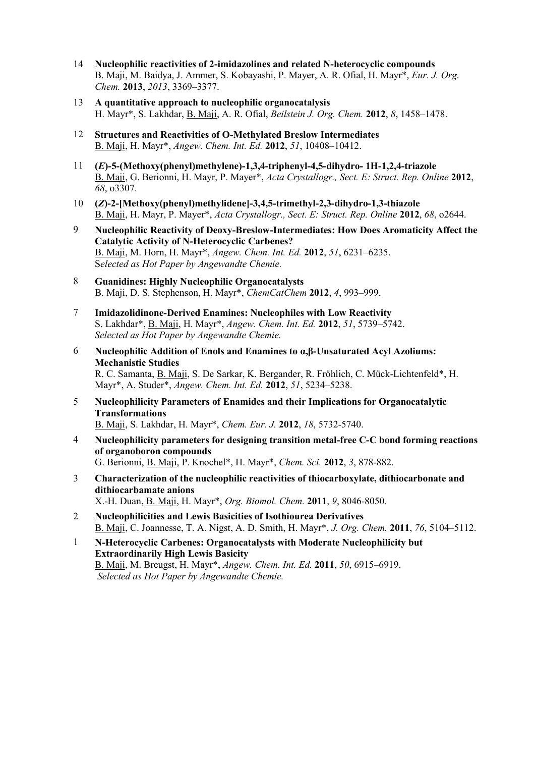14 **Nucleophilic reactivities of 2-imidazolines and related N-heterocyclic compounds**
B. Maji, M. Baidya, J. Ammer, S. Kobayashi, P. Mayer, A. R. Ofial, H. Mayr*, *Eur. J. Org. Chem.* **2013**, *2013*, 3369–3377.

13 **A quantitative approach to nucleophilic organocatalysis**
H. Mayr*, S. Lakhdar, B. Maji, A. R. Ofial, *Beilstein J. Org. Chem.* **2012**, *8*, 1458–1478.

12 **Structures and Reactivities of O-Methylated Breslow Intermediates**
B. Maji, H. Mayr*, *Angew. Chem. Int. Ed.* **2012**, *51*, 10408–10412.

11 **(*E*)-5-(Methoxy(phenyl)methylene)-1,3,4-triphenyl-4,5-dihydro- 1H-1,2,4-triazole**
B. Maji, G. Berionni, H. Mayr, P. Mayer*, *Acta Crystallogr., Sect. E: Struct. Rep. Online* **2012**, *68*, o3307.

10 **(*Z*)-2-[Methoxy(phenyl)methylidene]-3,4,5-trimethyl-2,3-dihydro-1,3-thiazole**
B. Maji, H. Mayr, P. Mayer*, *Acta Crystallogr., Sect. E: Struct. Rep. Online* **2012**, *68*, o2644.

9 **Nucleophilic Reactivity of Deoxy-Breslow-Intermediates: How Does Aromaticity Affect the Catalytic Activity of N-Heterocyclic Carbenes?**
B. Maji, M. Horn, H. Mayr*, *Angew. Chem. Int. Ed.* **2012**, *51*, 6231–6235.
*Selected as Hot Paper by Angewandte Chemie.*

8 **Guanidines: Highly Nucleophilic Organocatalysts**
B. Maji, D. S. Stephenson, H. Mayr*, *ChemCatChem* **2012**, *4*, 993–999.

7 **Imidazolidinone-Derived Enamines: Nucleophiles with Low Reactivity**
S. Lakhdar*, B. Maji, H. Mayr*, *Angew. Chem. Int. Ed.* **2012**, *51*, 5739–5742.
*Selected as Hot Paper by Angewandte Chemie.*

6 **Nucleophilic Addition of Enols and Enamines to α,β-Unsaturated Acyl Azoliums: Mechanistic Studies**
R. C. Samanta, B. Maji, S. De Sarkar, K. Bergander, R. Fröhlich, C. Mück-Lichtenfeld*, H. Mayr*, A. Studer*, *Angew. Chem. Int. Ed.* **2012**, *51*, 5234–5238.

5 **Nucleophilicity Parameters of Enamides and their Implications for Organocatalytic Transformations**
B. Maji, S. Lakhdar, H. Mayr*, *Chem. Eur. J.* **2012**, *18*, 5732-5740.

4 **Nucleophilicity parameters for designing transition metal-free C-C bond forming reactions of organoboron compounds**
G. Berionni, B. Maji, P. Knochel*, H. Mayr*, *Chem. Sci.* **2012**, *3*, 878-882.

3 **Characterization of the nucleophilic reactivities of thiocarboxylate, dithiocarbonate and dithiocarbamate anions**
X.-H. Duan, B. Maji, H. Mayr*, *Org. Biomol. Chem.* **2011**, *9*, 8046-8050.

2 **Nucleophilicities and Lewis Basicities of Isothiourea Derivatives**
B. Maji, C. Joannesse, T. A. Nigst, A. D. Smith, H. Mayr*, *J. Org. Chem.* **2011**, *76*, 5104–5112.

1 **N-Heterocyclic Carbenes: Organocatalysts with Moderate Nucleophilicity but Extraordinarily High Lewis Basicity**
B. Maji, M. Breugst, H. Mayr*, *Angew. Chem. Int. Ed.* **2011**, *50*, 6915–6919.
*Selected as Hot Paper by Angewandte Chemie.*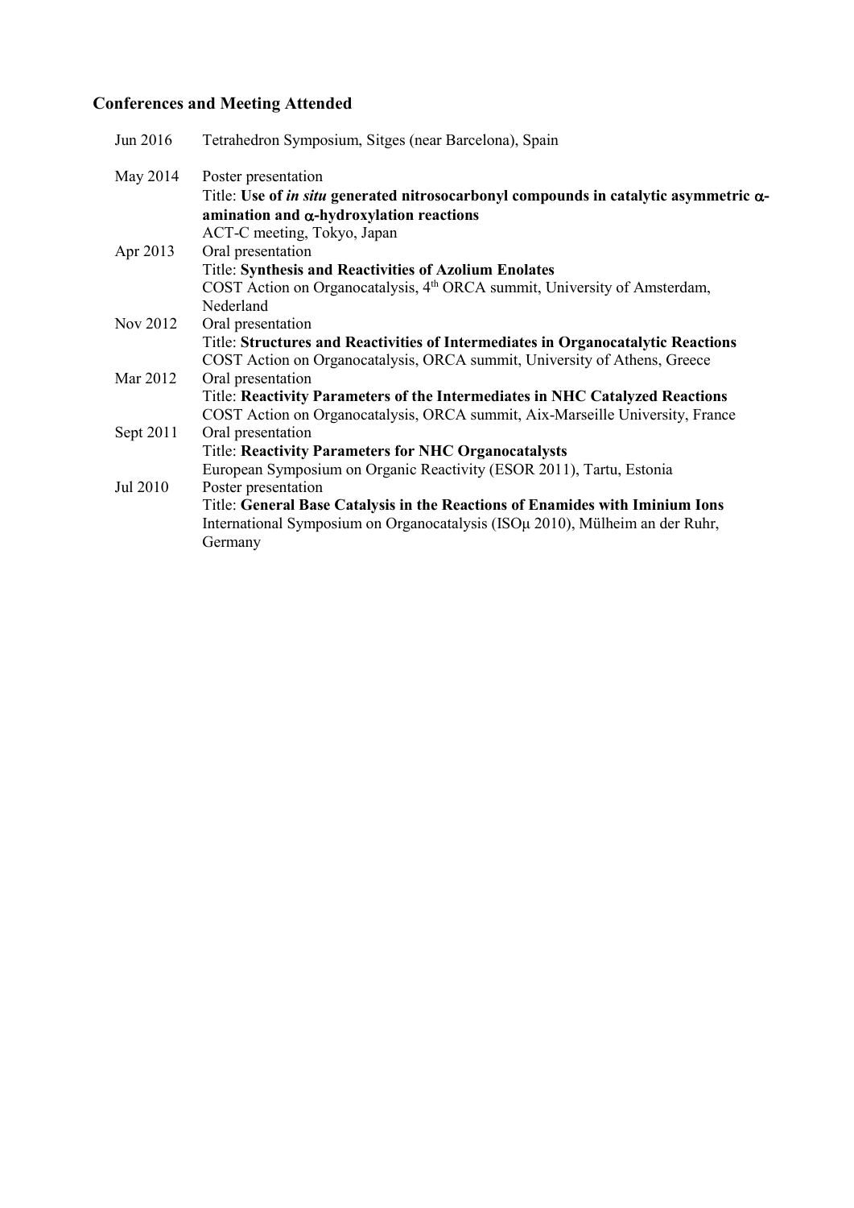## Conferences and Meeting Attended

| | |
|---|---|
| Jun 2016 | Tetrahedron Symposium, Sitges (near Barcelona), Spain |
| May 2014 | Poster presentation<br>Title: **Use of *in situ* generated nitrosocarbonyl compounds in catalytic asymmetric α-amination and α-hydroxylation reactions**<br>ACT-C meeting, Tokyo, Japan |
| Apr 2013 | Oral presentation<br>Title: **Synthesis and Reactivities of Azolium Enolates**<br>COST Action on Organocatalysis, 4th ORCA summit, University of Amsterdam, Nederland |
| Nov 2012 | Oral presentation<br>Title: **Structures and Reactivities of Intermediates in Organocatalytic Reactions**<br>COST Action on Organocatalysis, ORCA summit, University of Athens, Greece |
| Mar 2012 | Oral presentation<br>Title: **Reactivity Parameters of the Intermediates in NHC Catalyzed Reactions**<br>COST Action on Organocatalysis, ORCA summit, Aix-Marseille University, France |
| Sept 2011 | Oral presentation<br>Title: **Reactivity Parameters for NHC Organocatalysts**<br>European Symposium on Organic Reactivity (ESOR 2011), Tartu, Estonia |
| Jul 2010 | Poster presentation<br>Title: **General Base Catalysis in the Reactions of Enamides with Iminium Ions**<br>International Symposium on Organocatalysis (ISOμ 2010), Mülheim an der Ruhr, Germany |